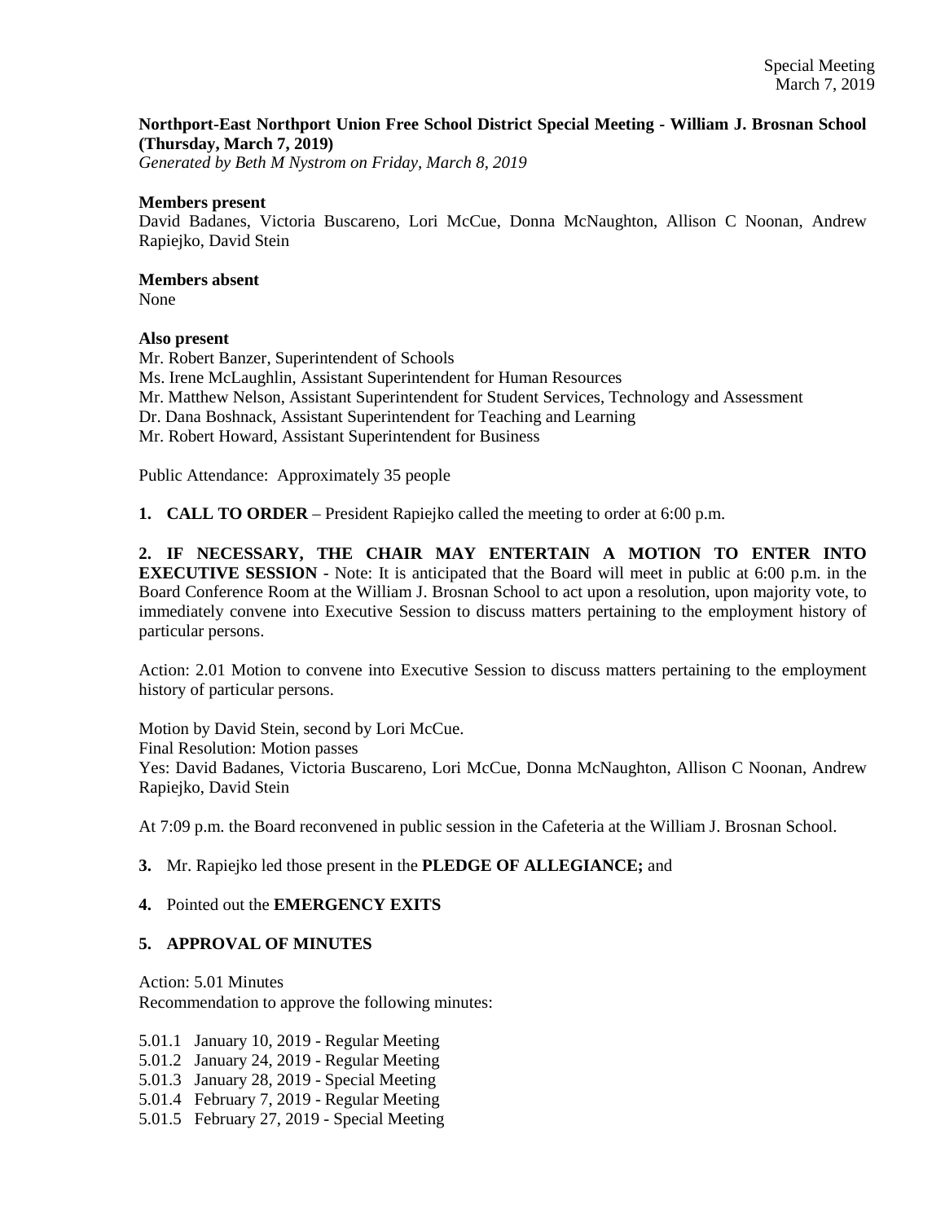**Northport-East Northport Union Free School District Special Meeting - William J. Brosnan School (Thursday, March 7, 2019)**
*Generated by Beth M Nystrom on Friday, March 8, 2019*

**Members present**
David Badanes, Victoria Buscareno, Lori McCue, Donna McNaughton, Allison C Noonan, Andrew Rapiejko, David Stein

**Members absent**
None

**Also present**
Mr. Robert Banzer, Superintendent of Schools
Ms. Irene McLaughlin, Assistant Superintendent for Human Resources
Mr. Matthew Nelson, Assistant Superintendent for Student Services, Technology and Assessment
Dr. Dana Boshnack, Assistant Superintendent for Teaching and Learning
Mr. Robert Howard, Assistant Superintendent for Business

Public Attendance: Approximately 35 people

**1. CALL TO ORDER** – President Rapiejko called the meeting to order at 6:00 p.m.

**2. IF NECESSARY, THE CHAIR MAY ENTERTAIN A MOTION TO ENTER INTO EXECUTIVE SESSION** - Note: It is anticipated that the Board will meet in public at 6:00 p.m. in the Board Conference Room at the William J. Brosnan School to act upon a resolution, upon majority vote, to immediately convene into Executive Session to discuss matters pertaining to the employment history of particular persons.

Action: 2.01 Motion to convene into Executive Session to discuss matters pertaining to the employment history of particular persons.

Motion by David Stein, second by Lori McCue.
Final Resolution: Motion passes
Yes: David Badanes, Victoria Buscareno, Lori McCue, Donna McNaughton, Allison C Noonan, Andrew Rapiejko, David Stein

At 7:09 p.m. the Board reconvened in public session in the Cafeteria at the William J. Brosnan School.

**3.** Mr. Rapiejko led those present in the **PLEDGE OF ALLEGIANCE;** and

**4.** Pointed out the **EMERGENCY EXITS**

**5. APPROVAL OF MINUTES**

Action: 5.01 Minutes
Recommendation to approve the following minutes:

5.01.1 January 10, 2019 - Regular Meeting
5.01.2 January 24, 2019 - Regular Meeting
5.01.3 January 28, 2019 - Special Meeting
5.01.4 February 7, 2019 - Regular Meeting
5.01.5 February 27, 2019 - Special Meeting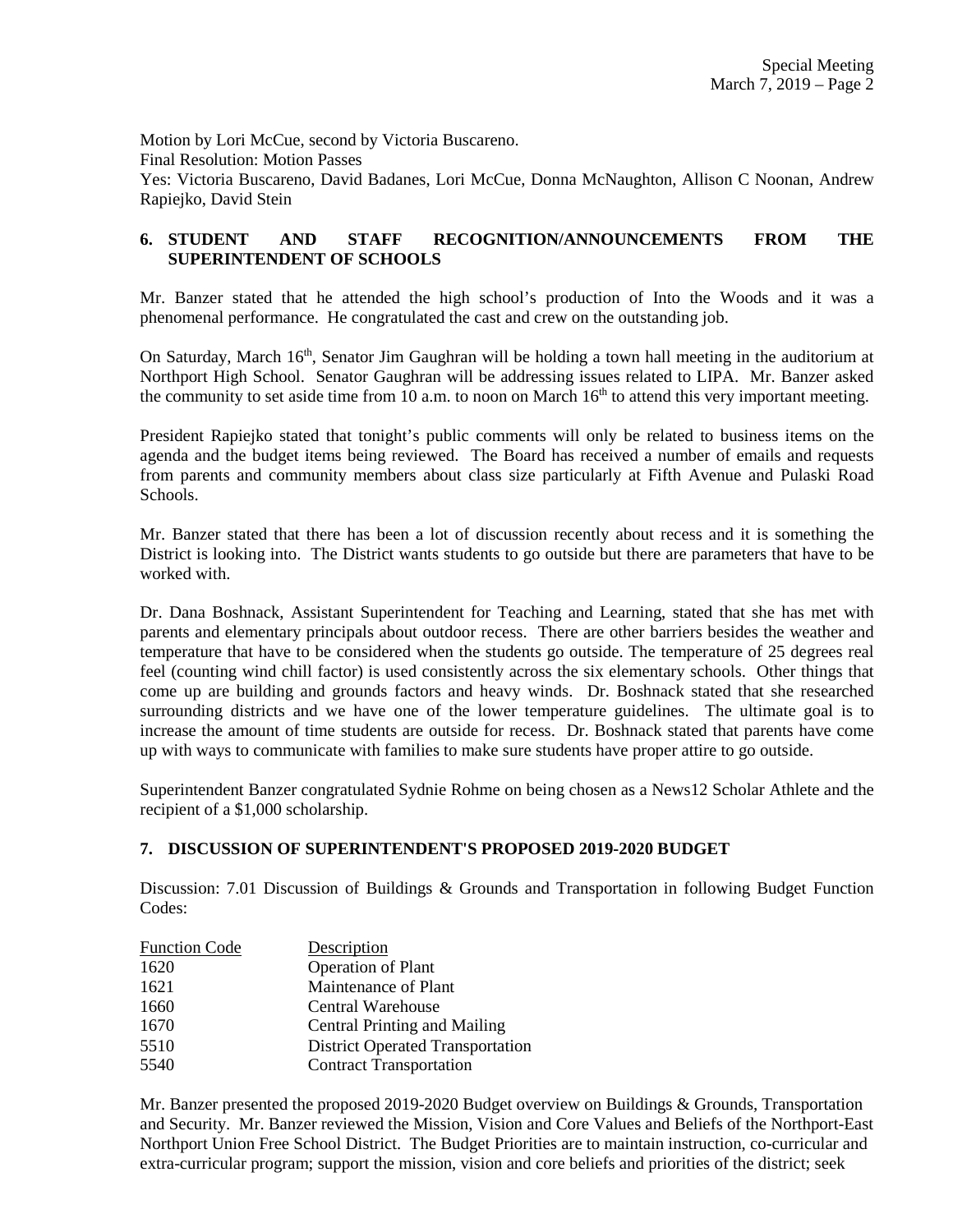Motion by Lori McCue, second by Victoria Buscareno.
Final Resolution: Motion Passes
Yes: Victoria Buscareno, David Badanes, Lori McCue, Donna McNaughton, Allison C Noonan, Andrew Rapiejko, David Stein

## 6. STUDENT AND STAFF RECOGNITION/ANNOUNCEMENTS FROM THE SUPERINTENDENT OF SCHOOLS

Mr. Banzer stated that he attended the high school's production of Into the Woods and it was a phenomenal performance. He congratulated the cast and crew on the outstanding job.

On Saturday, March 16th, Senator Jim Gaughran will be holding a town hall meeting in the auditorium at Northport High School. Senator Gaughran will be addressing issues related to LIPA. Mr. Banzer asked the community to set aside time from 10 a.m. to noon on March 16th to attend this very important meeting.

President Rapiejko stated that tonight's public comments will only be related to business items on the agenda and the budget items being reviewed. The Board has received a number of emails and requests from parents and community members about class size particularly at Fifth Avenue and Pulaski Road Schools.

Mr. Banzer stated that there has been a lot of discussion recently about recess and it is something the District is looking into. The District wants students to go outside but there are parameters that have to be worked with.

Dr. Dana Boshnack, Assistant Superintendent for Teaching and Learning, stated that she has met with parents and elementary principals about outdoor recess. There are other barriers besides the weather and temperature that have to be considered when the students go outside. The temperature of 25 degrees real feel (counting wind chill factor) is used consistently across the six elementary schools. Other things that come up are building and grounds factors and heavy winds. Dr. Boshnack stated that she researched surrounding districts and we have one of the lower temperature guidelines. The ultimate goal is to increase the amount of time students are outside for recess. Dr. Boshnack stated that parents have come up with ways to communicate with families to make sure students have proper attire to go outside.

Superintendent Banzer congratulated Sydnie Rohme on being chosen as a News12 Scholar Athlete and the recipient of a $1,000 scholarship.

## 7. DISCUSSION OF SUPERINTENDENT'S PROPOSED 2019-2020 BUDGET

Discussion: 7.01 Discussion of Buildings & Grounds and Transportation in following Budget Function Codes:

| Function Code | Description |
|---|---|
| 1620 | Operation of Plant |
| 1621 | Maintenance of Plant |
| 1660 | Central Warehouse |
| 1670 | Central Printing and Mailing |
| 5510 | District Operated Transportation |
| 5540 | Contract Transportation |

Mr. Banzer presented the proposed 2019-2020 Budget overview on Buildings & Grounds, Transportation and Security. Mr. Banzer reviewed the Mission, Vision and Core Values and Beliefs of the Northport-East Northport Union Free School District. The Budget Priorities are to maintain instruction, co-curricular and extra-curricular program; support the mission, vision and core beliefs and priorities of the district; seek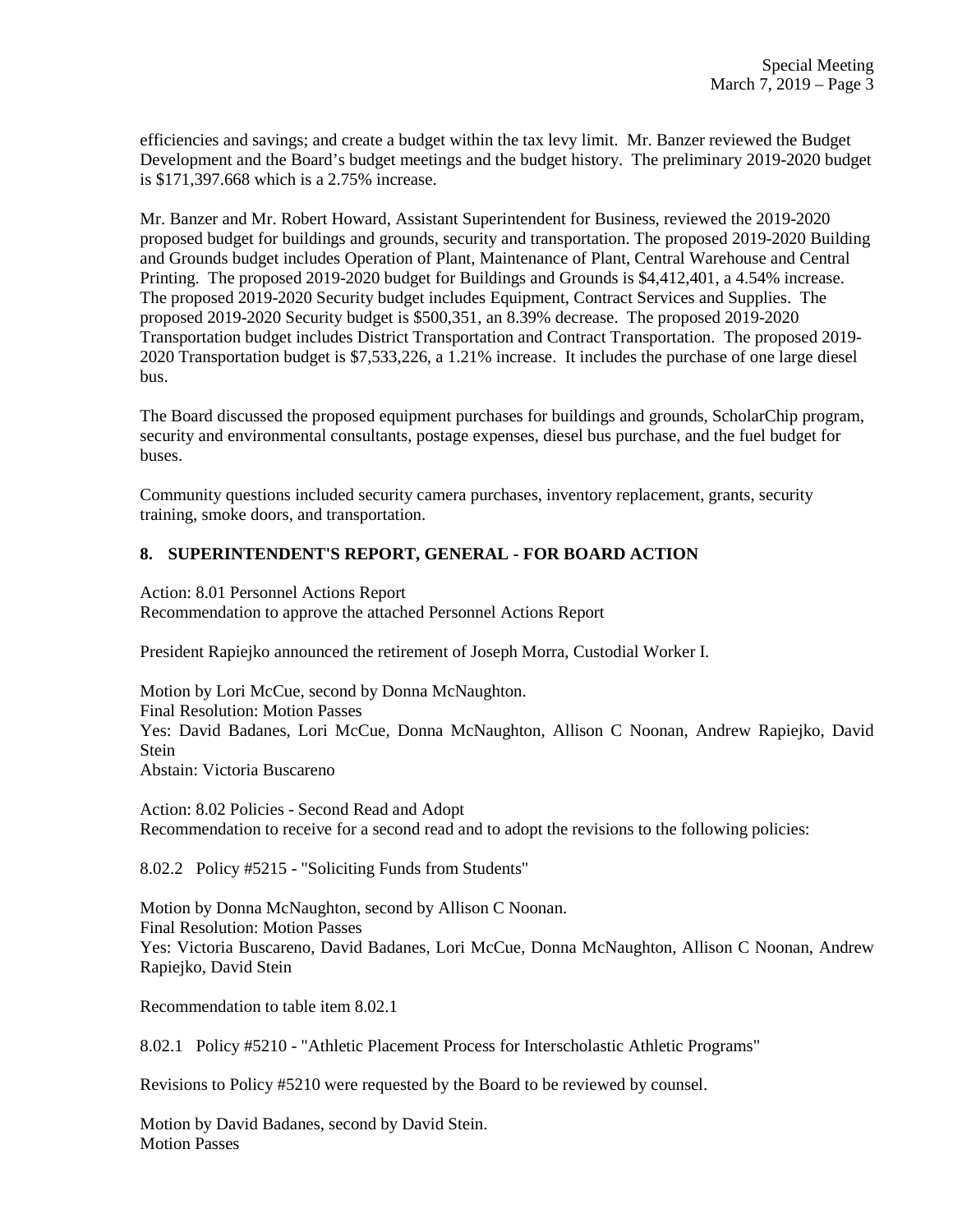efficiencies and savings; and create a budget within the tax levy limit. Mr. Banzer reviewed the Budget Development and the Board's budget meetings and the budget history. The preliminary 2019-2020 budget is $171,397.668 which is a 2.75% increase.

Mr. Banzer and Mr. Robert Howard, Assistant Superintendent for Business, reviewed the 2019-2020 proposed budget for buildings and grounds, security and transportation. The proposed 2019-2020 Building and Grounds budget includes Operation of Plant, Maintenance of Plant, Central Warehouse and Central Printing. The proposed 2019-2020 budget for Buildings and Grounds is $4,412,401, a 4.54% increase. The proposed 2019-2020 Security budget includes Equipment, Contract Services and Supplies. The proposed 2019-2020 Security budget is $500,351, an 8.39% decrease. The proposed 2019-2020 Transportation budget includes District Transportation and Contract Transportation. The proposed 2019-2020 Transportation budget is $7,533,226, a 1.21% increase. It includes the purchase of one large diesel bus.

The Board discussed the proposed equipment purchases for buildings and grounds, ScholarChip program, security and environmental consultants, postage expenses, diesel bus purchase, and the fuel budget for buses.

Community questions included security camera purchases, inventory replacement, grants, security training, smoke doors, and transportation.

## 8. SUPERINTENDENT'S REPORT, GENERAL - FOR BOARD ACTION

Action: 8.01 Personnel Actions Report
Recommendation to approve the attached Personnel Actions Report

President Rapiejko announced the retirement of Joseph Morra, Custodial Worker I.

Motion by Lori McCue, second by Donna McNaughton.
Final Resolution: Motion Passes
Yes: David Badanes, Lori McCue, Donna McNaughton, Allison C Noonan, Andrew Rapiejko, David Stein
Abstain: Victoria Buscareno

Action: 8.02 Policies - Second Read and Adopt
Recommendation to receive for a second read and to adopt the revisions to the following policies:

8.02.2 Policy #5215 - "Soliciting Funds from Students"

Motion by Donna McNaughton, second by Allison C Noonan.
Final Resolution: Motion Passes
Yes: Victoria Buscareno, David Badanes, Lori McCue, Donna McNaughton, Allison C Noonan, Andrew Rapiejko, David Stein

Recommendation to table item 8.02.1

8.02.1 Policy #5210 - "Athletic Placement Process for Interscholastic Athletic Programs"

Revisions to Policy #5210 were requested by the Board to be reviewed by counsel.

Motion by David Badanes, second by David Stein.
Motion Passes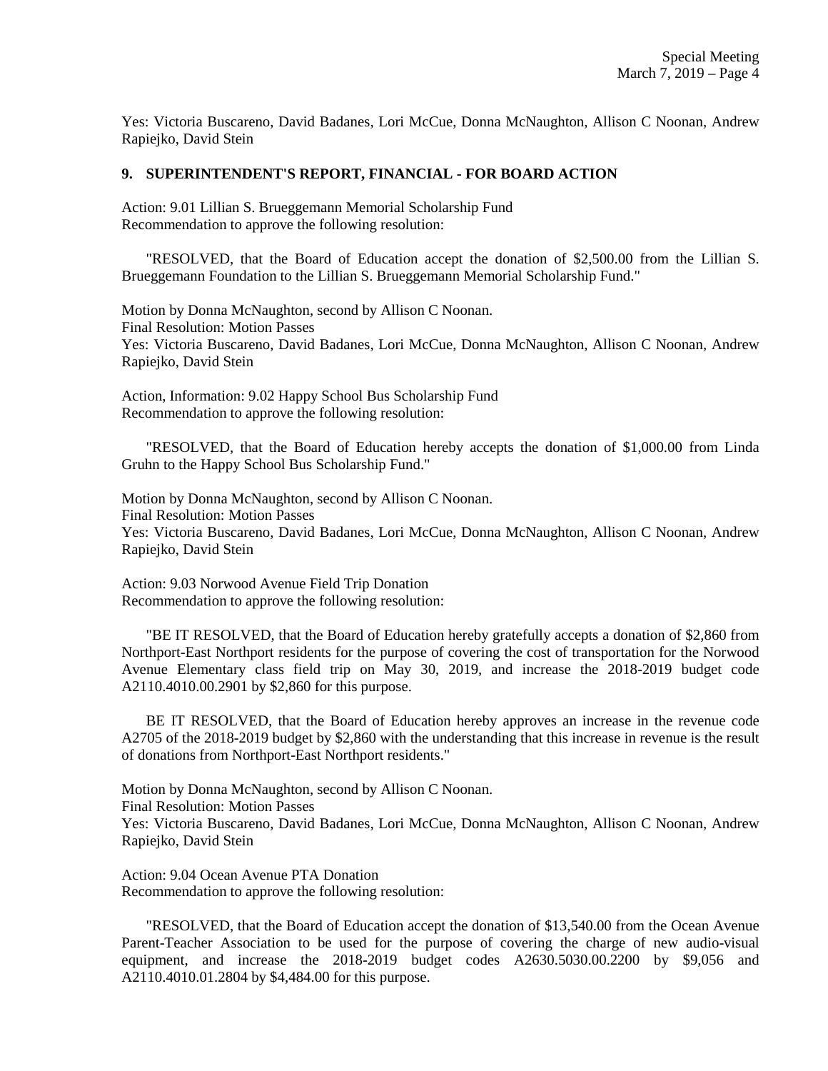Yes: Victoria Buscareno, David Badanes, Lori McCue, Donna McNaughton, Allison C Noonan, Andrew Rapiejko, David Stein

**9. SUPERINTENDENT'S REPORT, FINANCIAL - FOR BOARD ACTION**

Action: 9.01 Lillian S. Brueggemann Memorial Scholarship Fund
Recommendation to approve the following resolution:

"RESOLVED, that the Board of Education accept the donation of $2,500.00 from the Lillian S. Brueggemann Foundation to the Lillian S. Brueggemann Memorial Scholarship Fund."

Motion by Donna McNaughton, second by Allison C Noonan.
Final Resolution: Motion Passes
Yes: Victoria Buscareno, David Badanes, Lori McCue, Donna McNaughton, Allison C Noonan, Andrew Rapiejko, David Stein

Action, Information: 9.02 Happy School Bus Scholarship Fund
Recommendation to approve the following resolution:

"RESOLVED, that the Board of Education hereby accepts the donation of $1,000.00 from Linda Gruhn to the Happy School Bus Scholarship Fund."

Motion by Donna McNaughton, second by Allison C Noonan.
Final Resolution: Motion Passes
Yes: Victoria Buscareno, David Badanes, Lori McCue, Donna McNaughton, Allison C Noonan, Andrew Rapiejko, David Stein

Action: 9.03 Norwood Avenue Field Trip Donation
Recommendation to approve the following resolution:

"BE IT RESOLVED, that the Board of Education hereby gratefully accepts a donation of $2,860 from Northport-East Northport residents for the purpose of covering the cost of transportation for the Norwood Avenue Elementary class field trip on May 30, 2019, and increase the 2018-2019 budget code A2110.4010.00.2901 by $2,860 for this purpose.

BE IT RESOLVED, that the Board of Education hereby approves an increase in the revenue code A2705 of the 2018-2019 budget by $2,860 with the understanding that this increase in revenue is the result of donations from Northport-East Northport residents."

Motion by Donna McNaughton, second by Allison C Noonan.
Final Resolution: Motion Passes
Yes: Victoria Buscareno, David Badanes, Lori McCue, Donna McNaughton, Allison C Noonan, Andrew Rapiejko, David Stein

Action: 9.04 Ocean Avenue PTA Donation
Recommendation to approve the following resolution:

"RESOLVED, that the Board of Education accept the donation of $13,540.00 from the Ocean Avenue Parent-Teacher Association to be used for the purpose of covering the charge of new audio-visual equipment, and increase the 2018-2019 budget codes A2630.5030.00.2200 by $9,056 and A2110.4010.01.2804 by $4,484.00 for this purpose.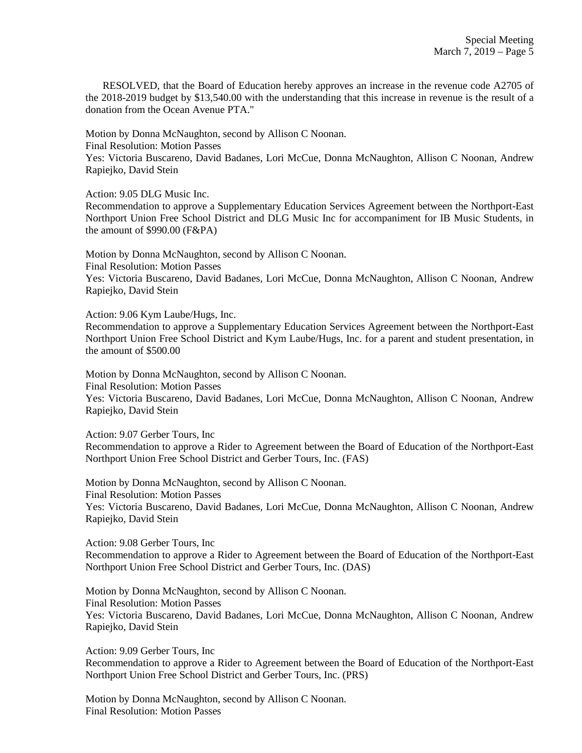RESOLVED, that the Board of Education hereby approves an increase in the revenue code A2705 of the 2018-2019 budget by $13,540.00 with the understanding that this increase in revenue is the result of a donation from the Ocean Avenue PTA."

Motion by Donna McNaughton, second by Allison C Noonan.
Final Resolution: Motion Passes
Yes: Victoria Buscareno, David Badanes, Lori McCue, Donna McNaughton, Allison C Noonan, Andrew Rapiejko, David Stein

Action: 9.05 DLG Music Inc.
Recommendation to approve a Supplementary Education Services Agreement between the Northport-East Northport Union Free School District and DLG Music Inc for accompaniment for IB Music Students, in the amount of $990.00 (F&PA)

Motion by Donna McNaughton, second by Allison C Noonan.
Final Resolution: Motion Passes
Yes: Victoria Buscareno, David Badanes, Lori McCue, Donna McNaughton, Allison C Noonan, Andrew Rapiejko, David Stein

Action: 9.06 Kym Laube/Hugs, Inc.
Recommendation to approve a Supplementary Education Services Agreement between the Northport-East Northport Union Free School District and Kym Laube/Hugs, Inc. for a parent and student presentation, in the amount of $500.00

Motion by Donna McNaughton, second by Allison C Noonan.
Final Resolution: Motion Passes
Yes: Victoria Buscareno, David Badanes, Lori McCue, Donna McNaughton, Allison C Noonan, Andrew Rapiejko, David Stein

Action: 9.07 Gerber Tours, Inc
Recommendation to approve a Rider to Agreement between the Board of Education of the Northport-East Northport Union Free School District and Gerber Tours, Inc. (FAS)

Motion by Donna McNaughton, second by Allison C Noonan.
Final Resolution: Motion Passes
Yes: Victoria Buscareno, David Badanes, Lori McCue, Donna McNaughton, Allison C Noonan, Andrew Rapiejko, David Stein

Action: 9.08 Gerber Tours, Inc
Recommendation to approve a Rider to Agreement between the Board of Education of the Northport-East Northport Union Free School District and Gerber Tours, Inc. (DAS)

Motion by Donna McNaughton, second by Allison C Noonan.
Final Resolution: Motion Passes
Yes: Victoria Buscareno, David Badanes, Lori McCue, Donna McNaughton, Allison C Noonan, Andrew Rapiejko, David Stein

Action: 9.09 Gerber Tours, Inc
Recommendation to approve a Rider to Agreement between the Board of Education of the Northport-East Northport Union Free School District and Gerber Tours, Inc. (PRS)

Motion by Donna McNaughton, second by Allison C Noonan.
Final Resolution: Motion Passes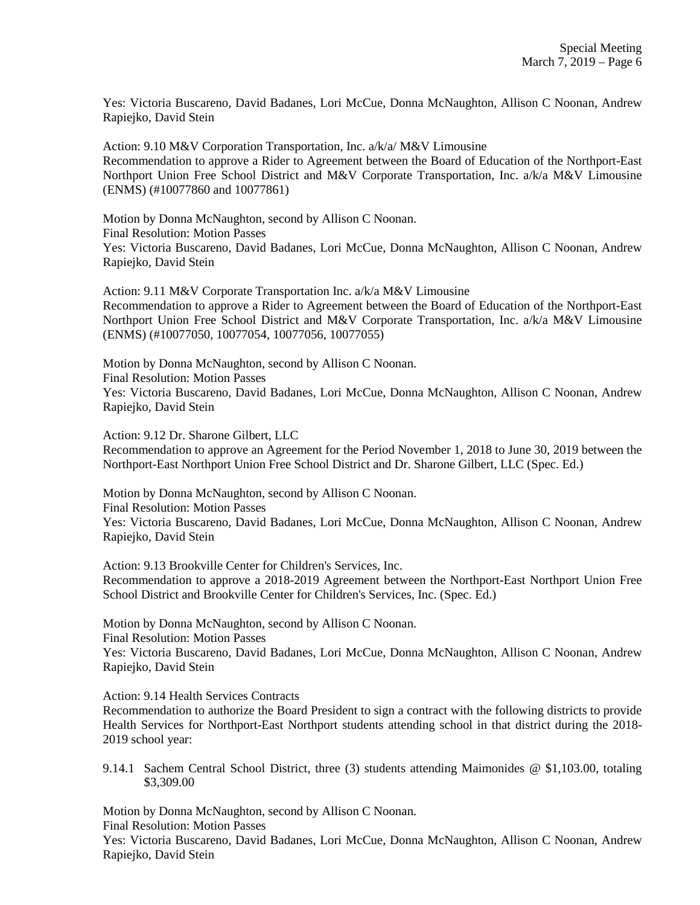Yes: Victoria Buscareno, David Badanes, Lori McCue, Donna McNaughton, Allison C Noonan, Andrew Rapiejko, David Stein

Action: 9.10 M&V Corporation Transportation, Inc. a/k/a/ M&V Limousine
Recommendation to approve a Rider to Agreement between the Board of Education of the Northport-East Northport Union Free School District and M&V Corporate Transportation, Inc. a/k/a M&V Limousine (ENMS) (#10077860 and 10077861)

Motion by Donna McNaughton, second by Allison C Noonan.
Final Resolution: Motion Passes
Yes: Victoria Buscareno, David Badanes, Lori McCue, Donna McNaughton, Allison C Noonan, Andrew Rapiejko, David Stein

Action: 9.11 M&V Corporate Transportation Inc. a/k/a M&V Limousine
Recommendation to approve a Rider to Agreement between the Board of Education of the Northport-East Northport Union Free School District and M&V Corporate Transportation, Inc. a/k/a M&V Limousine (ENMS) (#10077050, 10077054, 10077056, 10077055)

Motion by Donna McNaughton, second by Allison C Noonan.
Final Resolution: Motion Passes
Yes: Victoria Buscareno, David Badanes, Lori McCue, Donna McNaughton, Allison C Noonan, Andrew Rapiejko, David Stein

Action: 9.12 Dr. Sharone Gilbert, LLC
Recommendation to approve an Agreement for the Period November 1, 2018 to June 30, 2019 between the Northport-East Northport Union Free School District and Dr. Sharone Gilbert, LLC (Spec. Ed.)

Motion by Donna McNaughton, second by Allison C Noonan.
Final Resolution: Motion Passes
Yes: Victoria Buscareno, David Badanes, Lori McCue, Donna McNaughton, Allison C Noonan, Andrew Rapiejko, David Stein

Action: 9.13 Brookville Center for Children's Services, Inc.
Recommendation to approve a 2018-2019 Agreement between the Northport-East Northport Union Free School District and Brookville Center for Children's Services, Inc. (Spec. Ed.)

Motion by Donna McNaughton, second by Allison C Noonan.
Final Resolution: Motion Passes
Yes: Victoria Buscareno, David Badanes, Lori McCue, Donna McNaughton, Allison C Noonan, Andrew Rapiejko, David Stein

Action: 9.14 Health Services Contracts
Recommendation to authorize the Board President to sign a contract with the following districts to provide Health Services for Northport-East Northport students attending school in that district during the 2018-2019 school year:

9.14.1 Sachem Central School District, three (3) students attending Maimonides @ $1,103.00, totaling $3,309.00

Motion by Donna McNaughton, second by Allison C Noonan.
Final Resolution: Motion Passes
Yes: Victoria Buscareno, David Badanes, Lori McCue, Donna McNaughton, Allison C Noonan, Andrew Rapiejko, David Stein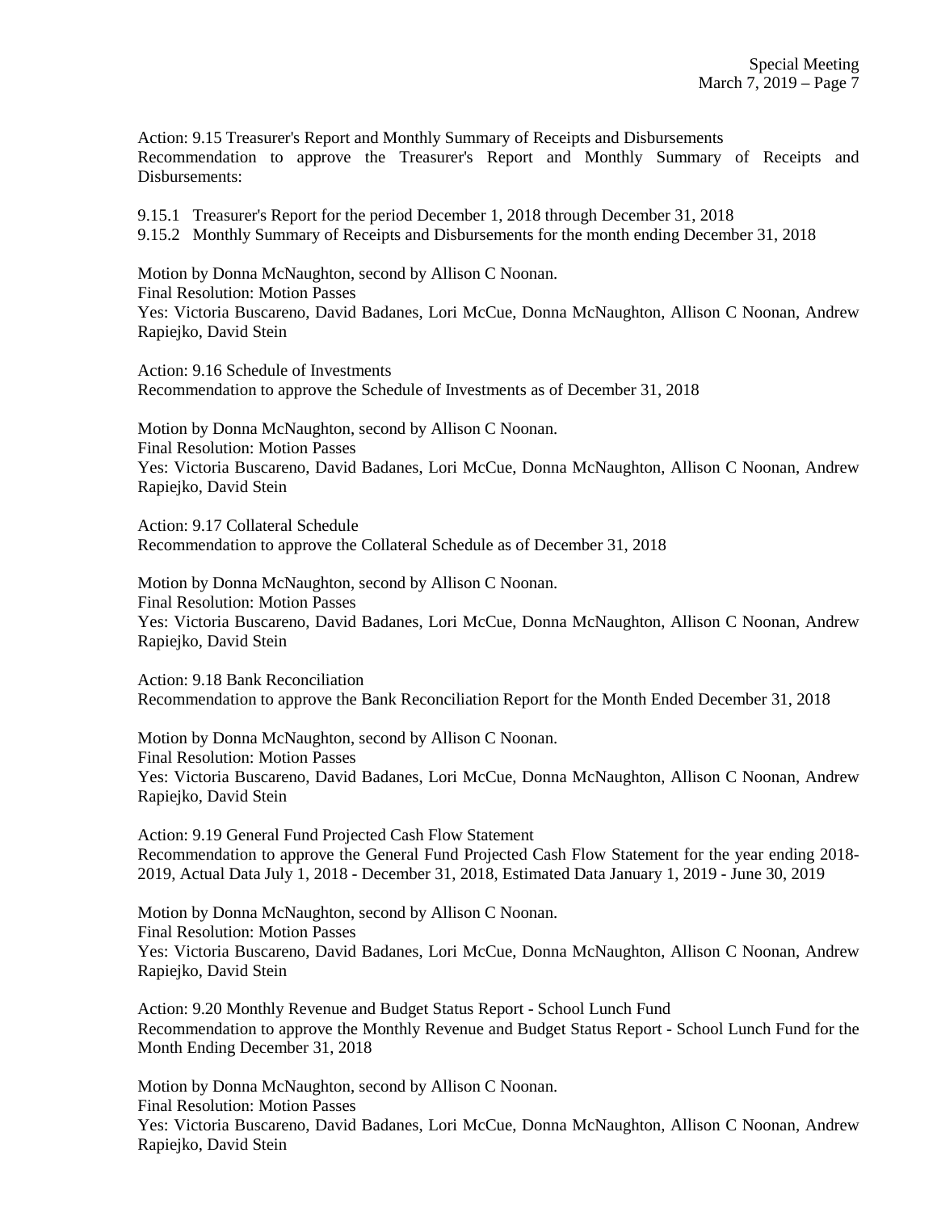Action: 9.15 Treasurer's Report and Monthly Summary of Receipts and Disbursements
Recommendation to approve the Treasurer's Report and Monthly Summary of Receipts and Disbursements:

9.15.1 Treasurer's Report for the period December 1, 2018 through December 31, 2018
9.15.2 Monthly Summary of Receipts and Disbursements for the month ending December 31, 2018

Motion by Donna McNaughton, second by Allison C Noonan.
Final Resolution: Motion Passes
Yes: Victoria Buscareno, David Badanes, Lori McCue, Donna McNaughton, Allison C Noonan, Andrew Rapiejko, David Stein

Action: 9.16 Schedule of Investments
Recommendation to approve the Schedule of Investments as of December 31, 2018

Motion by Donna McNaughton, second by Allison C Noonan.
Final Resolution: Motion Passes
Yes: Victoria Buscareno, David Badanes, Lori McCue, Donna McNaughton, Allison C Noonan, Andrew Rapiejko, David Stein

Action: 9.17 Collateral Schedule
Recommendation to approve the Collateral Schedule as of December 31, 2018

Motion by Donna McNaughton, second by Allison C Noonan.
Final Resolution: Motion Passes
Yes: Victoria Buscareno, David Badanes, Lori McCue, Donna McNaughton, Allison C Noonan, Andrew Rapiejko, David Stein

Action: 9.18 Bank Reconciliation
Recommendation to approve the Bank Reconciliation Report for the Month Ended December 31, 2018

Motion by Donna McNaughton, second by Allison C Noonan.
Final Resolution: Motion Passes
Yes: Victoria Buscareno, David Badanes, Lori McCue, Donna McNaughton, Allison C Noonan, Andrew Rapiejko, David Stein

Action: 9.19 General Fund Projected Cash Flow Statement
Recommendation to approve the General Fund Projected Cash Flow Statement for the year ending 2018-2019, Actual Data July 1, 2018 - December 31, 2018, Estimated Data January 1, 2019 - June 30, 2019

Motion by Donna McNaughton, second by Allison C Noonan.
Final Resolution: Motion Passes
Yes: Victoria Buscareno, David Badanes, Lori McCue, Donna McNaughton, Allison C Noonan, Andrew Rapiejko, David Stein

Action: 9.20 Monthly Revenue and Budget Status Report - School Lunch Fund
Recommendation to approve the Monthly Revenue and Budget Status Report - School Lunch Fund for the Month Ending December 31, 2018

Motion by Donna McNaughton, second by Allison C Noonan.
Final Resolution: Motion Passes
Yes: Victoria Buscareno, David Badanes, Lori McCue, Donna McNaughton, Allison C Noonan, Andrew Rapiejko, David Stein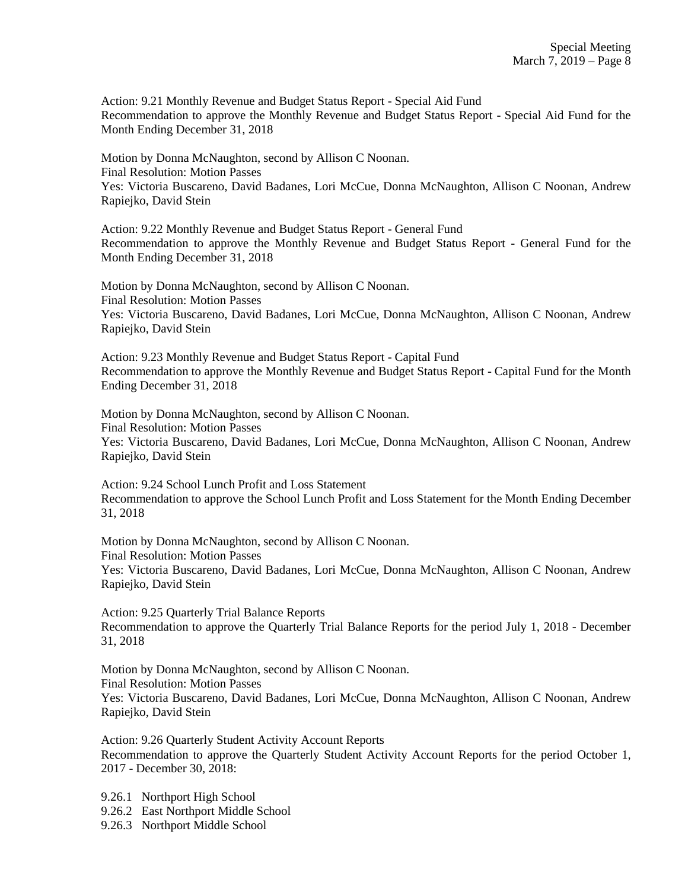Action: 9.21 Monthly Revenue and Budget Status Report - Special Aid Fund
Recommendation to approve the Monthly Revenue and Budget Status Report - Special Aid Fund for the Month Ending December 31, 2018

Motion by Donna McNaughton, second by Allison C Noonan.
Final Resolution: Motion Passes
Yes: Victoria Buscareno, David Badanes, Lori McCue, Donna McNaughton, Allison C Noonan, Andrew Rapiejko, David Stein

Action: 9.22 Monthly Revenue and Budget Status Report - General Fund
Recommendation to approve the Monthly Revenue and Budget Status Report - General Fund for the Month Ending December 31, 2018

Motion by Donna McNaughton, second by Allison C Noonan.
Final Resolution: Motion Passes
Yes: Victoria Buscareno, David Badanes, Lori McCue, Donna McNaughton, Allison C Noonan, Andrew Rapiejko, David Stein

Action: 9.23 Monthly Revenue and Budget Status Report - Capital Fund
Recommendation to approve the Monthly Revenue and Budget Status Report - Capital Fund for the Month Ending December 31, 2018

Motion by Donna McNaughton, second by Allison C Noonan.
Final Resolution: Motion Passes
Yes: Victoria Buscareno, David Badanes, Lori McCue, Donna McNaughton, Allison C Noonan, Andrew Rapiejko, David Stein

Action: 9.24 School Lunch Profit and Loss Statement
Recommendation to approve the School Lunch Profit and Loss Statement for the Month Ending December 31, 2018

Motion by Donna McNaughton, second by Allison C Noonan.
Final Resolution: Motion Passes
Yes: Victoria Buscareno, David Badanes, Lori McCue, Donna McNaughton, Allison C Noonan, Andrew Rapiejko, David Stein

Action: 9.25 Quarterly Trial Balance Reports
Recommendation to approve the Quarterly Trial Balance Reports for the period July 1, 2018 - December 31, 2018

Motion by Donna McNaughton, second by Allison C Noonan.
Final Resolution: Motion Passes
Yes: Victoria Buscareno, David Badanes, Lori McCue, Donna McNaughton, Allison C Noonan, Andrew Rapiejko, David Stein

Action: 9.26 Quarterly Student Activity Account Reports
Recommendation to approve the Quarterly Student Activity Account Reports for the period October 1, 2017 - December 30, 2018:

9.26.1 Northport High School
9.26.2 East Northport Middle School
9.26.3 Northport Middle School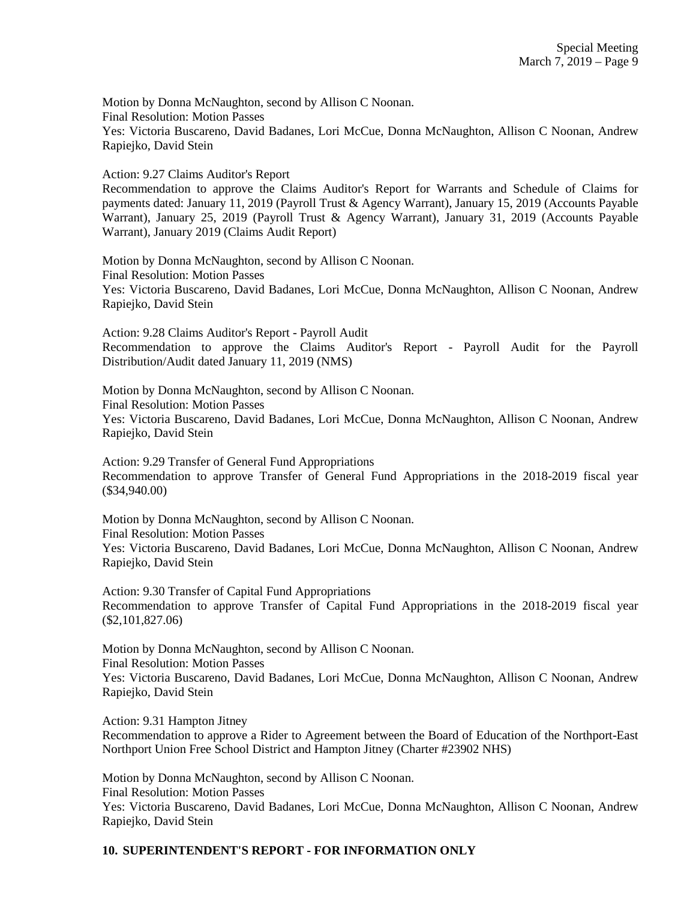Motion by Donna McNaughton, second by Allison C Noonan.
Final Resolution: Motion Passes
Yes: Victoria Buscareno, David Badanes, Lori McCue, Donna McNaughton, Allison C Noonan, Andrew Rapiejko, David Stein

Action: 9.27 Claims Auditor's Report
Recommendation to approve the Claims Auditor's Report for Warrants and Schedule of Claims for payments dated: January 11, 2019 (Payroll Trust & Agency Warrant), January 15, 2019 (Accounts Payable Warrant), January 25, 2019 (Payroll Trust & Agency Warrant), January 31, 2019 (Accounts Payable Warrant), January 2019 (Claims Audit Report)

Motion by Donna McNaughton, second by Allison C Noonan.
Final Resolution: Motion Passes
Yes: Victoria Buscareno, David Badanes, Lori McCue, Donna McNaughton, Allison C Noonan, Andrew Rapiejko, David Stein

Action: 9.28 Claims Auditor's Report - Payroll Audit
Recommendation to approve the Claims Auditor's Report - Payroll Audit for the Payroll Distribution/Audit dated January 11, 2019 (NMS)

Motion by Donna McNaughton, second by Allison C Noonan.
Final Resolution: Motion Passes
Yes: Victoria Buscareno, David Badanes, Lori McCue, Donna McNaughton, Allison C Noonan, Andrew Rapiejko, David Stein

Action: 9.29 Transfer of General Fund Appropriations
Recommendation to approve Transfer of General Fund Appropriations in the 2018-2019 fiscal year ($34,940.00)

Motion by Donna McNaughton, second by Allison C Noonan.
Final Resolution: Motion Passes
Yes: Victoria Buscareno, David Badanes, Lori McCue, Donna McNaughton, Allison C Noonan, Andrew Rapiejko, David Stein

Action: 9.30 Transfer of Capital Fund Appropriations
Recommendation to approve Transfer of Capital Fund Appropriations in the 2018-2019 fiscal year ($2,101,827.06)

Motion by Donna McNaughton, second by Allison C Noonan.
Final Resolution: Motion Passes
Yes: Victoria Buscareno, David Badanes, Lori McCue, Donna McNaughton, Allison C Noonan, Andrew Rapiejko, David Stein

Action: 9.31 Hampton Jitney
Recommendation to approve a Rider to Agreement between the Board of Education of the Northport-East Northport Union Free School District and Hampton Jitney (Charter #23902 NHS)

Motion by Donna McNaughton, second by Allison C Noonan.
Final Resolution: Motion Passes
Yes: Victoria Buscareno, David Badanes, Lori McCue, Donna McNaughton, Allison C Noonan, Andrew Rapiejko, David Stein

**10. SUPERINTENDENT'S REPORT - FOR INFORMATION ONLY**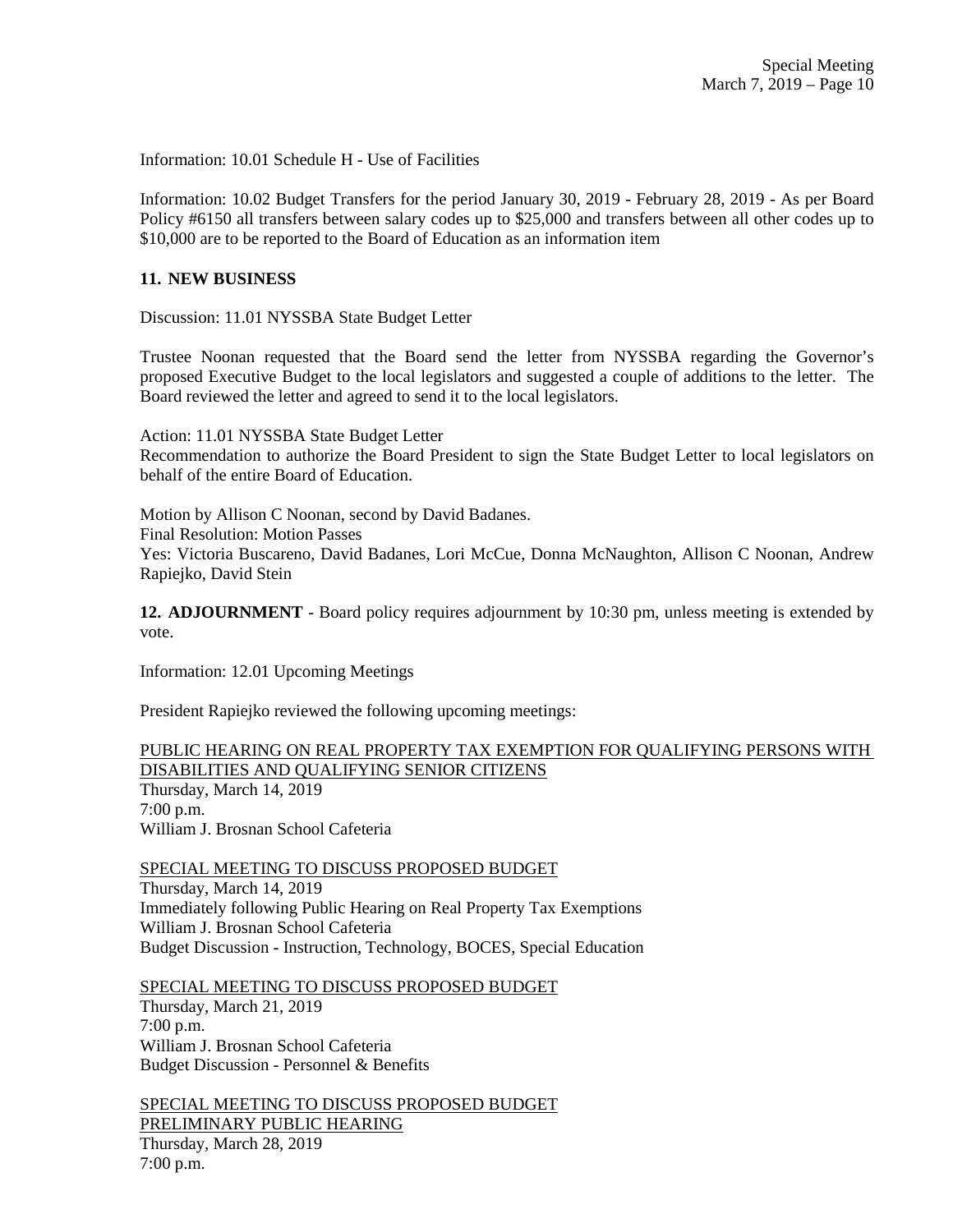Information: 10.01 Schedule H - Use of Facilities

Information: 10.02 Budget Transfers for the period January 30, 2019 - February 28, 2019 - As per Board Policy #6150 all transfers between salary codes up to $25,000 and transfers between all other codes up to $10,000 are to be reported to the Board of Education as an information item

**11. NEW BUSINESS**

Discussion: 11.01 NYSSBA State Budget Letter

Trustee Noonan requested that the Board send the letter from NYSSBA regarding the Governor's proposed Executive Budget to the local legislators and suggested a couple of additions to the letter. The Board reviewed the letter and agreed to send it to the local legislators.

Action: 11.01 NYSSBA State Budget Letter
Recommendation to authorize the Board President to sign the State Budget Letter to local legislators on behalf of the entire Board of Education.

Motion by Allison C Noonan, second by David Badanes.
Final Resolution: Motion Passes
Yes: Victoria Buscareno, David Badanes, Lori McCue, Donna McNaughton, Allison C Noonan, Andrew Rapiejko, David Stein

**12. ADJOURNMENT** - Board policy requires adjournment by 10:30 pm, unless meeting is extended by vote.

Information: 12.01 Upcoming Meetings

President Rapiejko reviewed the following upcoming meetings:

<u>PUBLIC HEARING ON REAL PROPERTY TAX EXEMPTION FOR QUALIFYING PERSONS WITH DISABILITIES AND QUALIFYING SENIOR CITIZENS</u>
Thursday, March 14, 2019
7:00 p.m.
William J. Brosnan School Cafeteria

<u>SPECIAL MEETING TO DISCUSS PROPOSED BUDGET</u>
Thursday, March 14, 2019
Immediately following Public Hearing on Real Property Tax Exemptions
William J. Brosnan School Cafeteria
Budget Discussion - Instruction, Technology, BOCES, Special Education

<u>SPECIAL MEETING TO DISCUSS PROPOSED BUDGET</u>
Thursday, March 21, 2019
7:00 p.m.
William J. Brosnan School Cafeteria
Budget Discussion - Personnel & Benefits

<u>SPECIAL MEETING TO DISCUSS PROPOSED BUDGET</u>
<u>PRELIMINARY PUBLIC HEARING</u>
Thursday, March 28, 2019
7:00 p.m.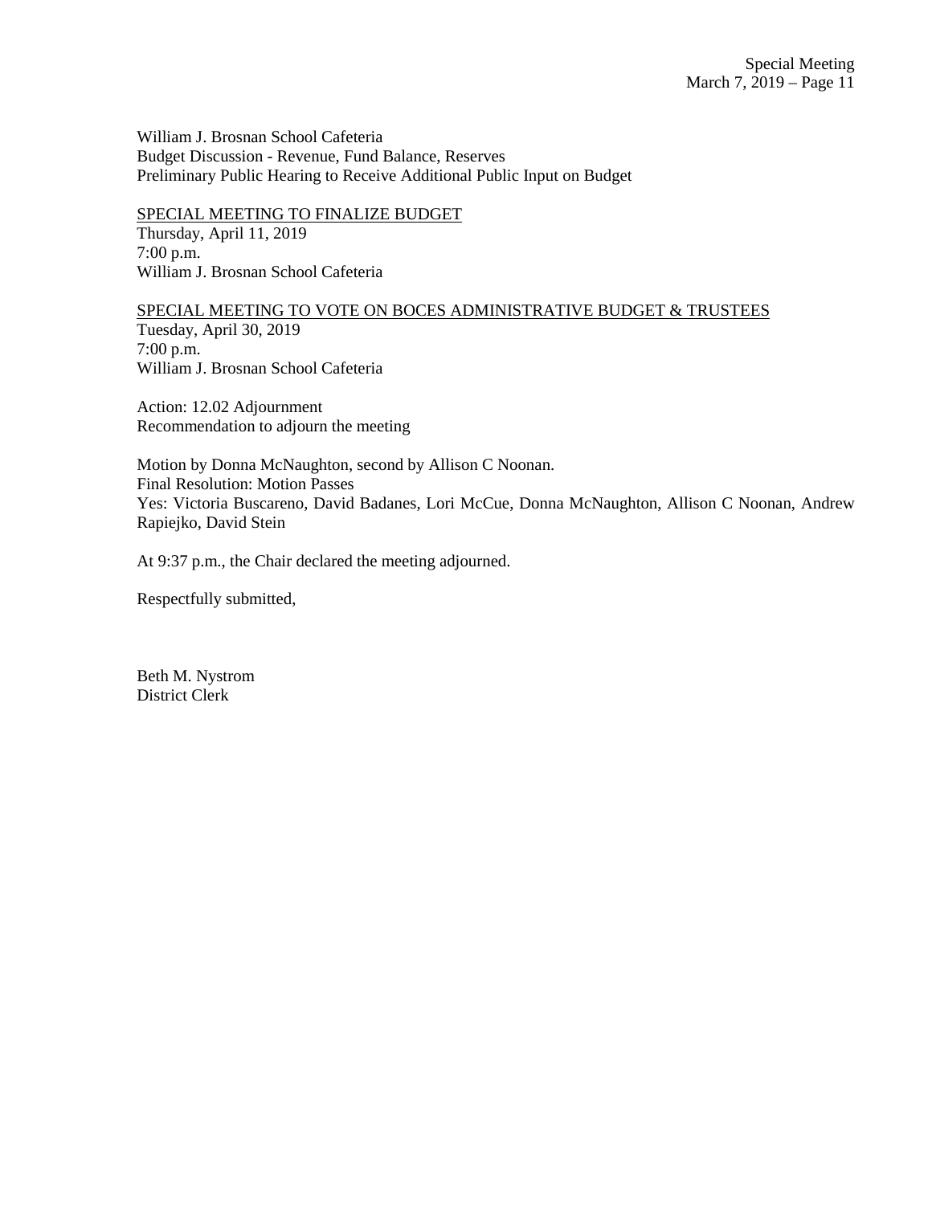William J. Brosnan School Cafeteria
Budget Discussion - Revenue, Fund Balance, Reserves
Preliminary Public Hearing to Receive Additional Public Input on Budget

SPECIAL MEETING TO FINALIZE BUDGET
Thursday, April 11, 2019
7:00 p.m.
William J. Brosnan School Cafeteria

SPECIAL MEETING TO VOTE ON BOCES ADMINISTRATIVE BUDGET & TRUSTEES
Tuesday, April 30, 2019
7:00 p.m.
William J. Brosnan School Cafeteria

Action: 12.02 Adjournment
Recommendation to adjourn the meeting

Motion by Donna McNaughton, second by Allison C Noonan.
Final Resolution: Motion Passes
Yes: Victoria Buscareno, David Badanes, Lori McCue, Donna McNaughton, Allison C Noonan, Andrew Rapiejko, David Stein

At 9:37 p.m., the Chair declared the meeting adjourned.

Respectfully submitted,

Beth M. Nystrom
District Clerk